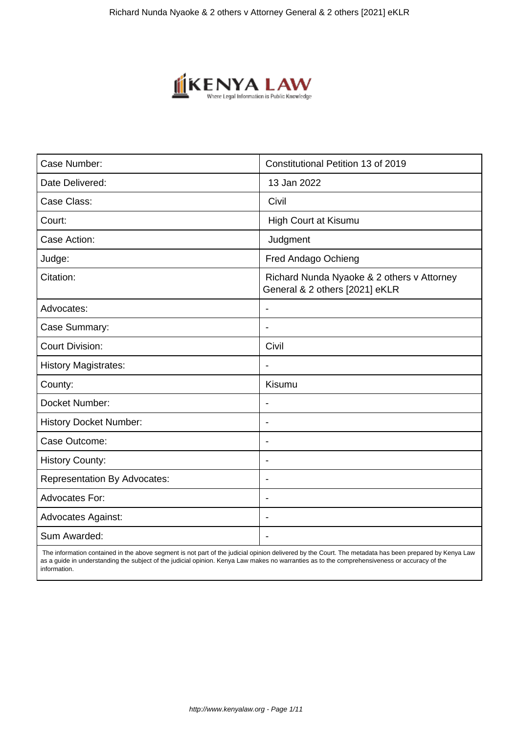| Case Number: | Constitutional Petition 13 of 2019 |
|---|---|
| Date Delivered: | 13 Jan 2022 |
| Case Class: | Civil |
| Court: | High Court at Kisumu |
| Case Action: | Judgment |
| Judge: | Fred Andago Ochieng |
| Citation: | Richard Nunda Nyaoke & 2 others v Attorney General & 2 others [2021] eKLR |
| Advocates: | - |
| Case Summary: | - |
| Court Division: | Civil |
| History Magistrates: | - |
| County: | Kisumu |
| Docket Number: | - |
| History Docket Number: | - |
| Case Outcome: | - |
| History County: | - |
| Representation By Advocates: | - |
| Advocates For: | - |
| Advocates Against: | - |
| Sum Awarded: | - |

The information contained in the above segment is not part of the judicial opinion delivered by the Court. The metadata has been prepared by Kenya Law as a guide in understanding the subject of the judicial opinion. Kenya Law makes no warranties as to the comprehensiveness or accuracy of the information.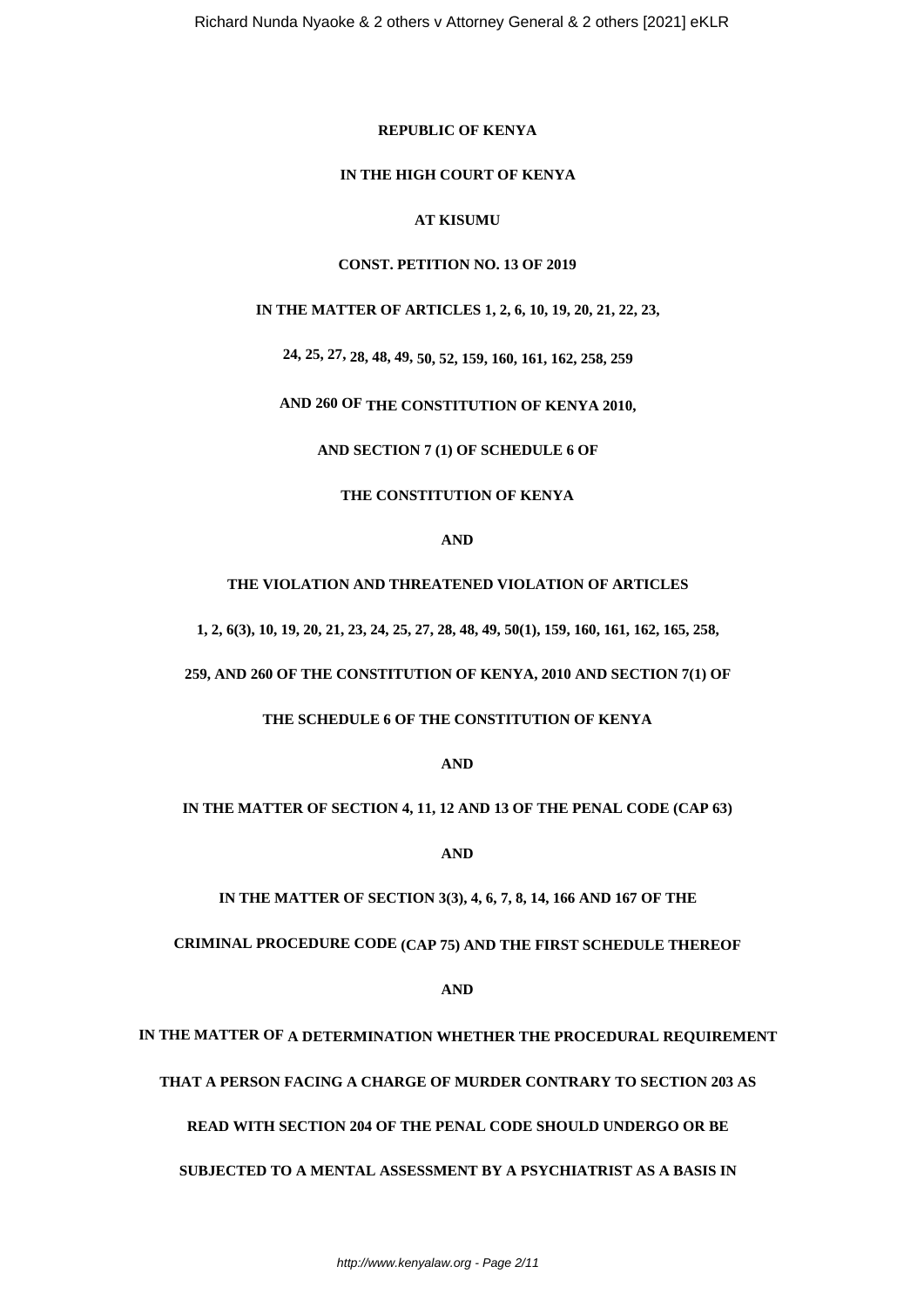**REPUBLIC OF KENYA**

**IN THE HIGH COURT OF KENYA**

**AT KISUMU**

**CONST. PETITION NO. 13 OF 2019**

**IN THE MATTER OF ARTICLES 1, 2, 6, 10, 19, 20, 21, 22, 23,**

**24, 25, 27, 28, 48, 49, 50, 52, 159, 160, 161, 162, 258, 259**

**AND 260 OF THE CONSTITUTION OF KENYA 2010,**

**AND SECTION 7 (1) OF SCHEDULE 6 OF**

**THE CONSTITUTION OF KENYA**

**AND**

**THE VIOLATION AND THREATENED VIOLATION OF ARTICLES**

**1, 2, 6(3), 10, 19, 20, 21, 23, 24, 25, 27, 28, 48, 49, 50(1), 159, 160, 161, 162, 165, 258,**

**259, AND 260 OF THE CONSTITUTION OF KENYA, 2010 AND SECTION 7(1) OF**

**THE SCHEDULE 6 OF THE CONSTITUTION OF KENYA**

**AND**

**IN THE MATTER OF SECTION 4, 11, 12 AND 13 OF THE PENAL CODE (CAP 63)**

**AND**

**IN THE MATTER OF SECTION 3(3), 4, 6, 7, 8, 14, 166 AND 167 OF THE**

**CRIMINAL PROCEDURE CODE (CAP 75) AND THE FIRST SCHEDULE THEREOF**

**AND**

**IN THE MATTER OF A DETERMINATION WHETHER THE PROCEDURAL REQUIREMENT**

**THAT A PERSON FACING A CHARGE OF MURDER CONTRARY TO SECTION 203 AS**

**READ WITH SECTION 204 OF THE PENAL CODE SHOULD UNDERGO OR BE**

**SUBJECTED TO A MENTAL ASSESSMENT BY A PSYCHIATRIST AS A BASIS IN**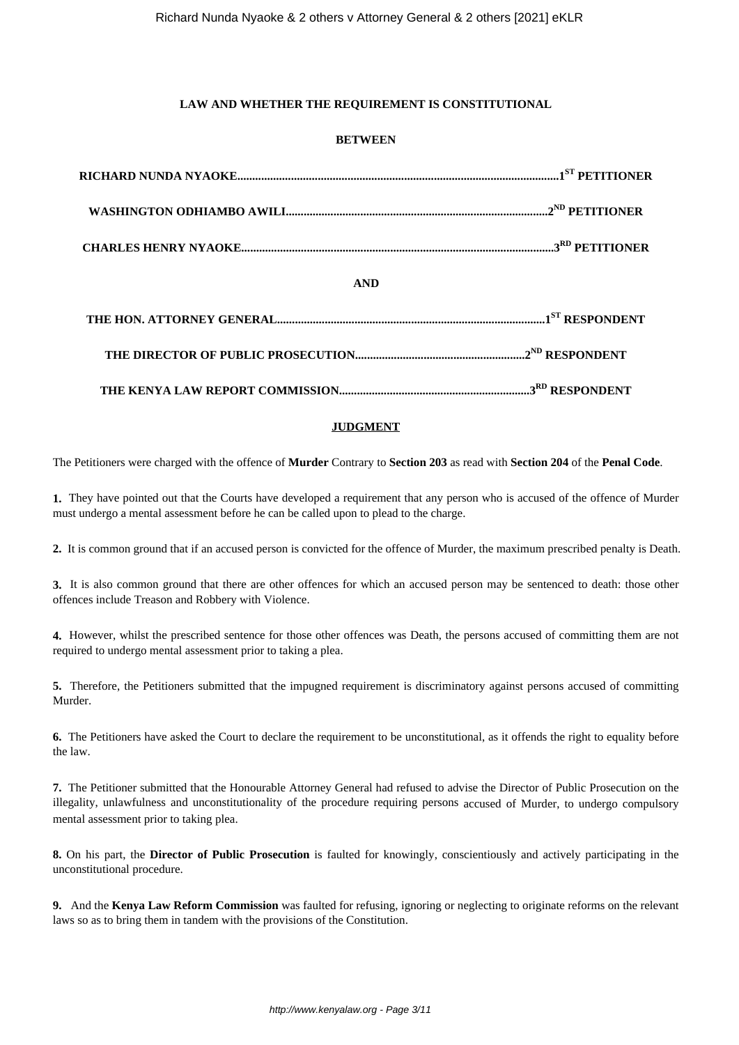**LAW AND WHETHER THE REQUIREMENT IS CONSTITUTIONAL**

**BETWEEN**

**RICHARD NUNDA NYAOKE..........................................................................................................1ST PETITIONER**

**WASHINGTON ODHIAMBO AWILI.......................................................................................2ND PETITIONER**

**CHARLES HENRY NYAOKE........................................................................................................3RD PETITIONER**

**AND**

**THE HON. ATTORNEY GENERAL.........................................................................................1ST RESPONDENT**

**THE DIRECTOR OF PUBLIC PROSECUTION........................................................2ND RESPONDENT**

**THE KENYA LAW REPORT COMMISSION...............................................................3RD RESPONDENT**

**JUDGMENT**

The Petitioners were charged with the offence of **Murder** Contrary to **Section 203** as read with **Section 204** of the **Penal Code**.

**1.** They have pointed out that the Courts have developed a requirement that any person who is accused of the offence of Murder must undergo a mental assessment before he can be called upon to plead to the charge.

**2.** It is common ground that if an accused person is convicted for the offence of Murder, the maximum prescribed penalty is Death.

**3.** It is also common ground that there are other offences for which an accused person may be sentenced to death: those other offences include Treason and Robbery with Violence.

**4.** However, whilst the prescribed sentence for those other offences was Death, the persons accused of committing them are not required to undergo mental assessment prior to taking a plea.

**5.** Therefore, the Petitioners submitted that the impugned requirement is discriminatory against persons accused of committing Murder.

**6.** The Petitioners have asked the Court to declare the requirement to be unconstitutional, as it offends the right to equality before the law.

**7.** The Petitioner submitted that the Honourable Attorney General had refused to advise the Director of Public Prosecution on the illegality, unlawfulness and unconstitutionality of the procedure requiring persons accused of Murder, to undergo compulsory mental assessment prior to taking plea.

**8.** On his part, the **Director of Public Prosecution** is faulted for knowingly, conscientiously and actively participating in the unconstitutional procedure.

**9.** And the **Kenya Law Reform Commission** was faulted for refusing, ignoring or neglecting to originate reforms on the relevant laws so as to bring them in tandem with the provisions of the Constitution.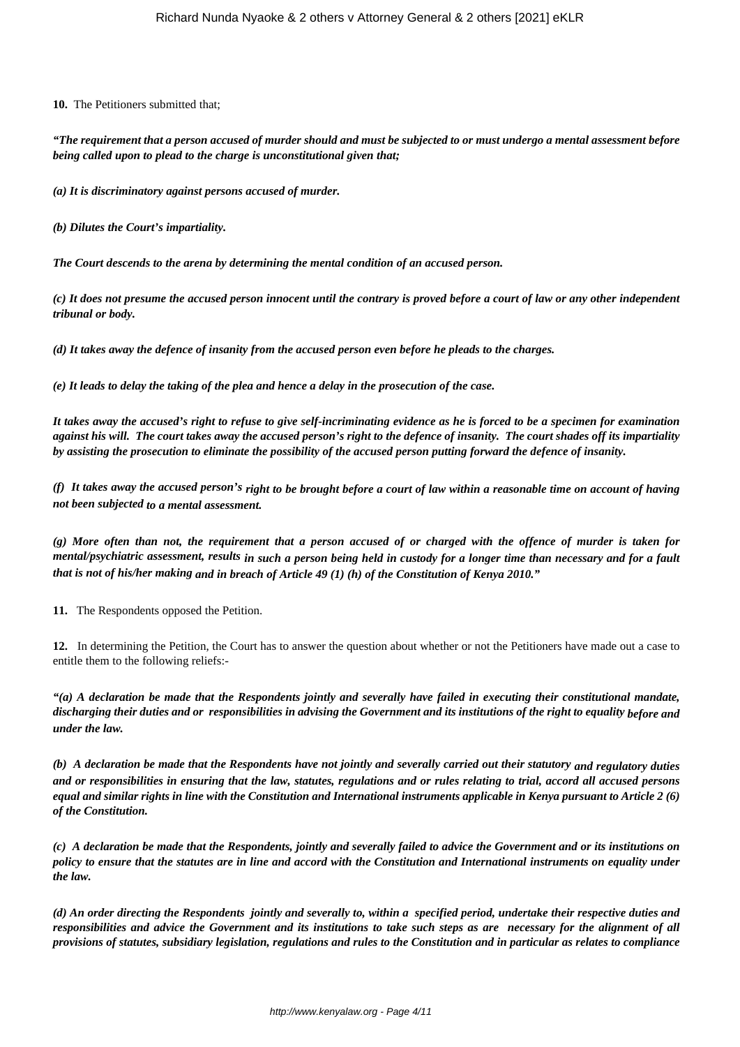**10.** The Petitioners submitted that;

***"The requirement that a person accused of murder should and must be subjected to or must undergo a mental assessment before being called upon to plead to the charge is unconstitutional given that;***

***(a) It is discriminatory against persons accused of murder.***

***(b) Dilutes the Court's impartiality.***

***The Court descends to the arena by determining the mental condition of an accused person.***

***(c) It does not presume the accused person innocent until the contrary is proved before a court of law or any other independent tribunal or body.***

***(d) It takes away the defence of insanity from the accused person even before he pleads to the charges.***

***(e) It leads to delay the taking of the plea and hence a delay in the prosecution of the case.***

***It takes away the accused's right to refuse to give self-incriminating evidence as he is forced to be a specimen for examination against his will. The court takes away the accused person's right to the defence of insanity. The court shades off its impartiality by assisting the prosecution to eliminate the possibility of the accused person putting forward the defence of insanity.***

***(f) It takes away the accused person's right to be brought before a court of law within a reasonable time on account of having not been subjected to a mental assessment.***

***(g) More often than not, the requirement that a person accused of or charged with the offence of murder is taken for mental/psychiatric assessment, results in such a person being held in custody for a longer time than necessary and for a fault that is not of his/her making and in breach of Article 49 (1) (h) of the Constitution of Kenya 2010."***

**11.** The Respondents opposed the Petition.

**12.** In determining the Petition, the Court has to answer the question about whether or not the Petitioners have made out a case to entitle them to the following reliefs:-

***"(a) A declaration be made that the Respondents jointly and severally have failed in executing their constitutional mandate, discharging their duties and or responsibilities in advising the Government and its institutions of the right to equality before and under the law.***

***(b) A declaration be made that the Respondents have not jointly and severally carried out their statutory and regulatory duties and or responsibilities in ensuring that the law, statutes, regulations and or rules relating to trial, accord all accused persons equal and similar rights in line with the Constitution and International instruments applicable in Kenya pursuant to Article 2 (6) of the Constitution.***

***(c) A declaration be made that the Respondents, jointly and severally failed to advice the Government and or its institutions on policy to ensure that the statutes are in line and accord with the Constitution and International instruments on equality under the law.***

***(d) An order directing the Respondents jointly and severally to, within a specified period, undertake their respective duties and responsibilities and advice the Government and its institutions to take such steps as are necessary for the alignment of all provisions of statutes, subsidiary legislation, regulations and rules to the Constitution and in particular as relates to compliance***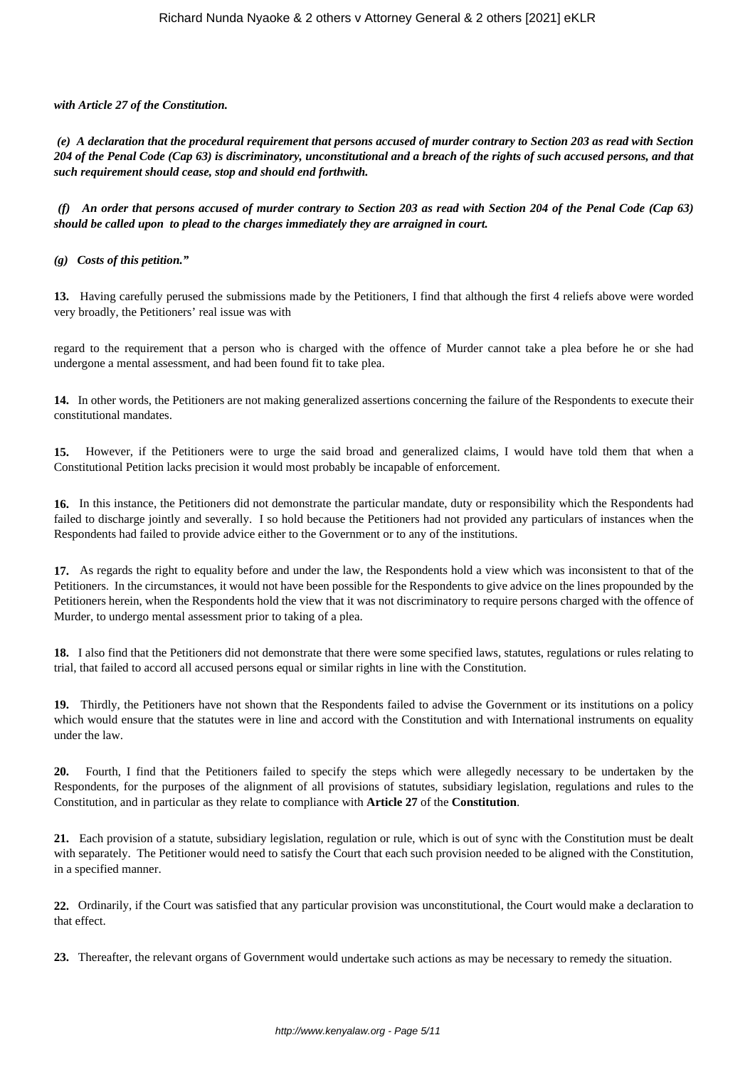***with Article 27 of the Constitution.***

***(e) A declaration that the procedural requirement that persons accused of murder contrary to Section 203 as read with Section 204 of the Penal Code (Cap 63) is discriminatory, unconstitutional and a breach of the rights of such accused persons, and that such requirement should cease, stop and should end forthwith.***

***(f) An order that persons accused of murder contrary to Section 203 as read with Section 204 of the Penal Code (Cap 63) should be called upon to plead to the charges immediately they are arraigned in court.***

***(g) Costs of this petition."***

**13.** Having carefully perused the submissions made by the Petitioners, I find that although the first 4 reliefs above were worded very broadly, the Petitioners' real issue was with

regard to the requirement that a person who is charged with the offence of Murder cannot take a plea before he or she had undergone a mental assessment, and had been found fit to take plea.

**14.** In other words, the Petitioners are not making generalized assertions concerning the failure of the Respondents to execute their constitutional mandates.

**15.** However, if the Petitioners were to urge the said broad and generalized claims, I would have told them that when a Constitutional Petition lacks precision it would most probably be incapable of enforcement.

**16.** In this instance, the Petitioners did not demonstrate the particular mandate, duty or responsibility which the Respondents had failed to discharge jointly and severally. I so hold because the Petitioners had not provided any particulars of instances when the Respondents had failed to provide advice either to the Government or to any of the institutions.

**17.** As regards the right to equality before and under the law, the Respondents hold a view which was inconsistent to that of the Petitioners. In the circumstances, it would not have been possible for the Respondents to give advice on the lines propounded by the Petitioners herein, when the Respondents hold the view that it was not discriminatory to require persons charged with the offence of Murder, to undergo mental assessment prior to taking of a plea.

**18.** I also find that the Petitioners did not demonstrate that there were some specified laws, statutes, regulations or rules relating to trial, that failed to accord all accused persons equal or similar rights in line with the Constitution.

**19.** Thirdly, the Petitioners have not shown that the Respondents failed to advise the Government or its institutions on a policy which would ensure that the statutes were in line and accord with the Constitution and with International instruments on equality under the law.

**20.** Fourth, I find that the Petitioners failed to specify the steps which were allegedly necessary to be undertaken by the Respondents, for the purposes of the alignment of all provisions of statutes, subsidiary legislation, regulations and rules to the Constitution, and in particular as they relate to compliance with **Article 27** of the **Constitution**.

**21.** Each provision of a statute, subsidiary legislation, regulation or rule, which is out of sync with the Constitution must be dealt with separately. The Petitioner would need to satisfy the Court that each such provision needed to be aligned with the Constitution, in a specified manner.

**22.** Ordinarily, if the Court was satisfied that any particular provision was unconstitutional, the Court would make a declaration to that effect.

**23.** Thereafter, the relevant organs of Government would undertake such actions as may be necessary to remedy the situation.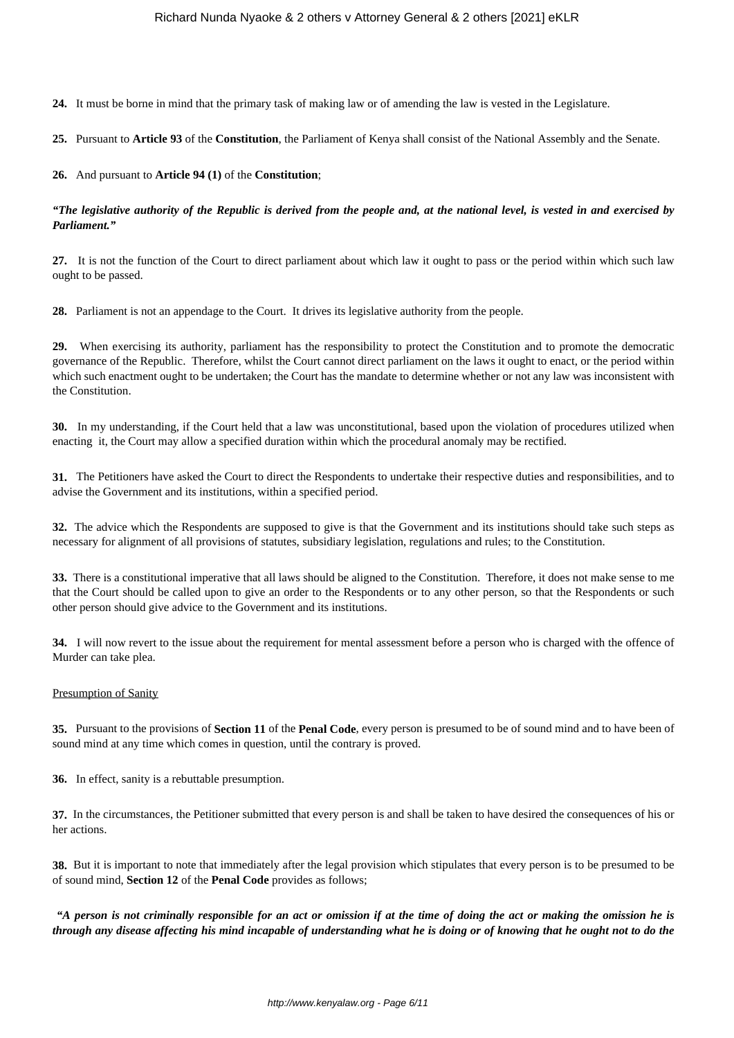**24.** It must be borne in mind that the primary task of making law or of amending the law is vested in the Legislature.

**25.** Pursuant to **Article 93** of the **Constitution**, the Parliament of Kenya shall consist of the National Assembly and the Senate.

**26.** And pursuant to **Article 94 (1)** of the **Constitution**;

***"The legislative authority of the Republic is derived from the people and, at the national level, is vested in and exercised by Parliament."***

**27.** It is not the function of the Court to direct parliament about which law it ought to pass or the period within which such law ought to be passed.

**28.** Parliament is not an appendage to the Court. It drives its legislative authority from the people.

**29.** When exercising its authority, parliament has the responsibility to protect the Constitution and to promote the democratic governance of the Republic. Therefore, whilst the Court cannot direct parliament on the laws it ought to enact, or the period within which such enactment ought to be undertaken; the Court has the mandate to determine whether or not any law was inconsistent with the Constitution.

**30.** In my understanding, if the Court held that a law was unconstitutional, based upon the violation of procedures utilized when enacting it, the Court may allow a specified duration within which the procedural anomaly may be rectified.

**31.** The Petitioners have asked the Court to direct the Respondents to undertake their respective duties and responsibilities, and to advise the Government and its institutions, within a specified period.

**32.** The advice which the Respondents are supposed to give is that the Government and its institutions should take such steps as necessary for alignment of all provisions of statutes, subsidiary legislation, regulations and rules; to the Constitution.

**33.** There is a constitutional imperative that all laws should be aligned to the Constitution. Therefore, it does not make sense to me that the Court should be called upon to give an order to the Respondents or to any other person, so that the Respondents or such other person should give advice to the Government and its institutions.

**34.** I will now revert to the issue about the requirement for mental assessment before a person who is charged with the offence of Murder can take plea.

Presumption of Sanity

**35.** Pursuant to the provisions of **Section 11** of the **Penal Code**, every person is presumed to be of sound mind and to have been of sound mind at any time which comes in question, until the contrary is proved.

**36.** In effect, sanity is a rebuttable presumption.

**37.** In the circumstances, the Petitioner submitted that every person is and shall be taken to have desired the consequences of his or her actions.

**38.** But it is important to note that immediately after the legal provision which stipulates that every person is to be presumed to be of sound mind, **Section 12** of the **Penal Code** provides as follows;

***"A person is not criminally responsible for an act or omission if at the time of doing the act or making the omission he is through any disease affecting his mind incapable of understanding what he is doing or of knowing that he ought not to do the***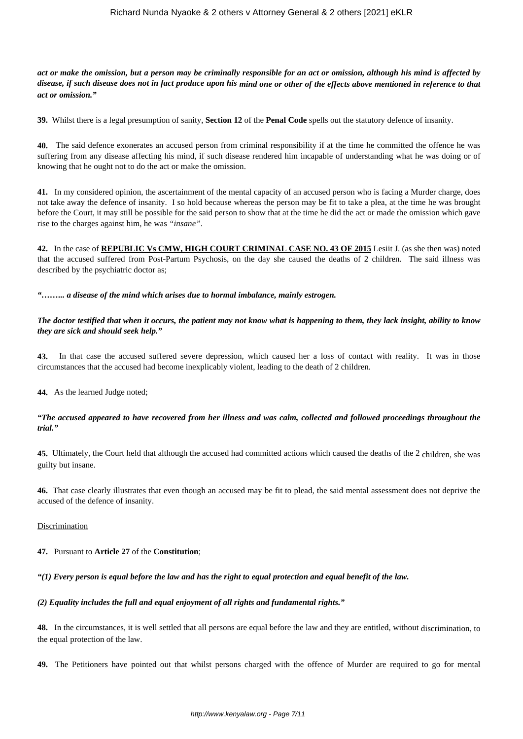***act or make the omission, but a person may be criminally responsible for an act or omission, although his mind is affected by disease, if such disease does not in fact produce upon his mind one or other of the effects above mentioned in reference to that act or omission."***

**39.** Whilst there is a legal presumption of sanity, **Section 12** of the **Penal Code** spells out the statutory defence of insanity.

**40.** The said defence exonerates an accused person from criminal responsibility if at the time he committed the offence he was suffering from any disease affecting his mind, if such disease rendered him incapable of understanding what he was doing or of knowing that he ought not to do the act or make the omission.

**41.** In my considered opinion, the ascertainment of the mental capacity of an accused person who is facing a Murder charge, does not take away the defence of insanity. I so hold because whereas the person may be fit to take a plea, at the time he was brought before the Court, it may still be possible for the said person to show that at the time he did the act or made the omission which gave rise to the charges against him, he was *"insane"*.

**42.** In the case of **<u>REPUBLIC Vs CMW, HIGH COURT CRIMINAL CASE NO. 43 OF 2015</u>** Lesiit J. (as she then was) noted that the accused suffered from Post-Partum Psychosis, on the day she caused the deaths of 2 children. The said illness was described by the psychiatric doctor as;

***"…….. a disease of the mind which arises due to hormal imbalance, mainly estrogen.***

***The doctor testified that when it occurs, the patient may not know what is happening to them, they lack insight, ability to know they are sick and should seek help."***

**43.** In that case the accused suffered severe depression, which caused her a loss of contact with reality. It was in those circumstances that the accused had become inexplicably violent, leading to the death of 2 children.

**44.** As the learned Judge noted;

***"The accused appeared to have recovered from her illness and was calm, collected and followed proceedings throughout the trial."***

**45.** Ultimately, the Court held that although the accused had committed actions which caused the deaths of the 2 children, she was guilty but insane.

**46.** That case clearly illustrates that even though an accused may be fit to plead, the said mental assessment does not deprive the accused of the defence of insanity.

<u>Discrimination</u>

**47.** Pursuant to **Article 27** of the **Constitution**;

***"(1) Every person is equal before the law and has the right to equal protection and equal benefit of the law.***

***(2) Equality includes the full and equal enjoyment of all rights and fundamental rights."***

**48.** In the circumstances, it is well settled that all persons are equal before the law and they are entitled, without discrimination, to the equal protection of the law.

**49.** The Petitioners have pointed out that whilst persons charged with the offence of Murder are required to go for mental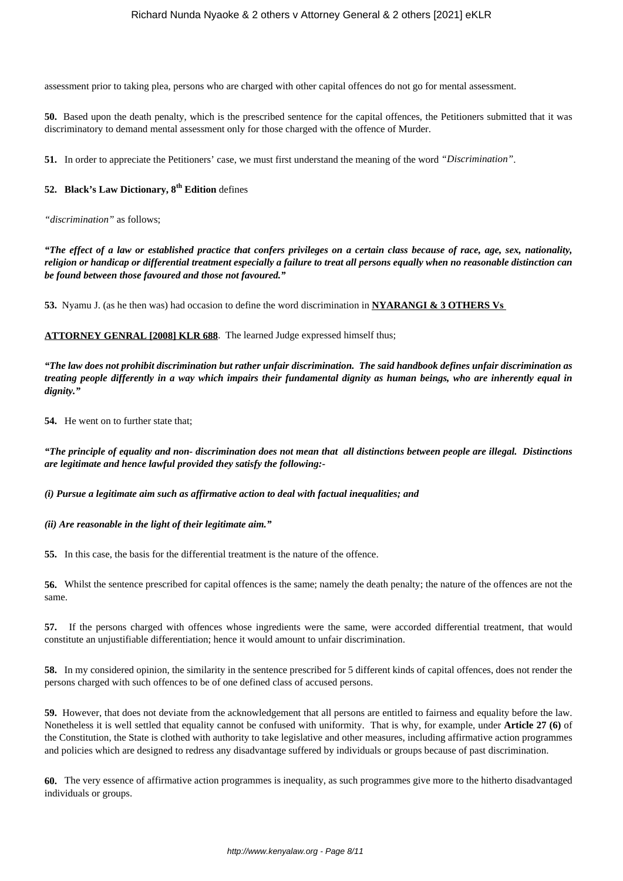assessment prior to taking plea, persons who are charged with other capital offences do not go for mental assessment.

**50.** Based upon the death penalty, which is the prescribed sentence for the capital offences, the Petitioners submitted that it was discriminatory to demand mental assessment only for those charged with the offence of Murder.

**51.** In order to appreciate the Petitioners' case, we must first understand the meaning of the word *"Discrimination"*.

**52. Black's Law Dictionary, 8th Edition** defines

*"discrimination"* as follows;

***"The effect of a law or established practice that confers privileges on a certain class because of race, age, sex, nationality, religion or handicap or differential treatment especially a failure to treat all persons equally when no reasonable distinction can be found between those favoured and those not favoured."***

**53.** Nyamu J. (as he then was) had occasion to define the word discrimination in **NYARANGI & 3 OTHERS Vs ATTORNEY GENRAL [2008] KLR 688**. The learned Judge expressed himself thus;

***"The law does not prohibit discrimination but rather unfair discrimination. The said handbook defines unfair discrimination as treating people differently in a way which impairs their fundamental dignity as human beings, who are inherently equal in dignity."***

**54.** He went on to further state that;

***"The principle of equality and non- discrimination does not mean that all distinctions between people are illegal. Distinctions are legitimate and hence lawful provided they satisfy the following:-***

***(i) Pursue a legitimate aim such as affirmative action to deal with factual inequalities; and***

***(ii) Are reasonable in the light of their legitimate aim."***

**55.** In this case, the basis for the differential treatment is the nature of the offence.

**56.** Whilst the sentence prescribed for capital offences is the same; namely the death penalty; the nature of the offences are not the same.

**57.** If the persons charged with offences whose ingredients were the same, were accorded differential treatment, that would constitute an unjustifiable differentiation; hence it would amount to unfair discrimination.

**58.** In my considered opinion, the similarity in the sentence prescribed for 5 different kinds of capital offences, does not render the persons charged with such offences to be of one defined class of accused persons.

**59.** However, that does not deviate from the acknowledgement that all persons are entitled to fairness and equality before the law. Nonetheless it is well settled that equality cannot be confused with uniformity. That is why, for example, under **Article 27 (6)** of the Constitution, the State is clothed with authority to take legislative and other measures, including affirmative action programmes and policies which are designed to redress any disadvantage suffered by individuals or groups because of past discrimination.

**60.** The very essence of affirmative action programmes is inequality, as such programmes give more to the hitherto disadvantaged individuals or groups.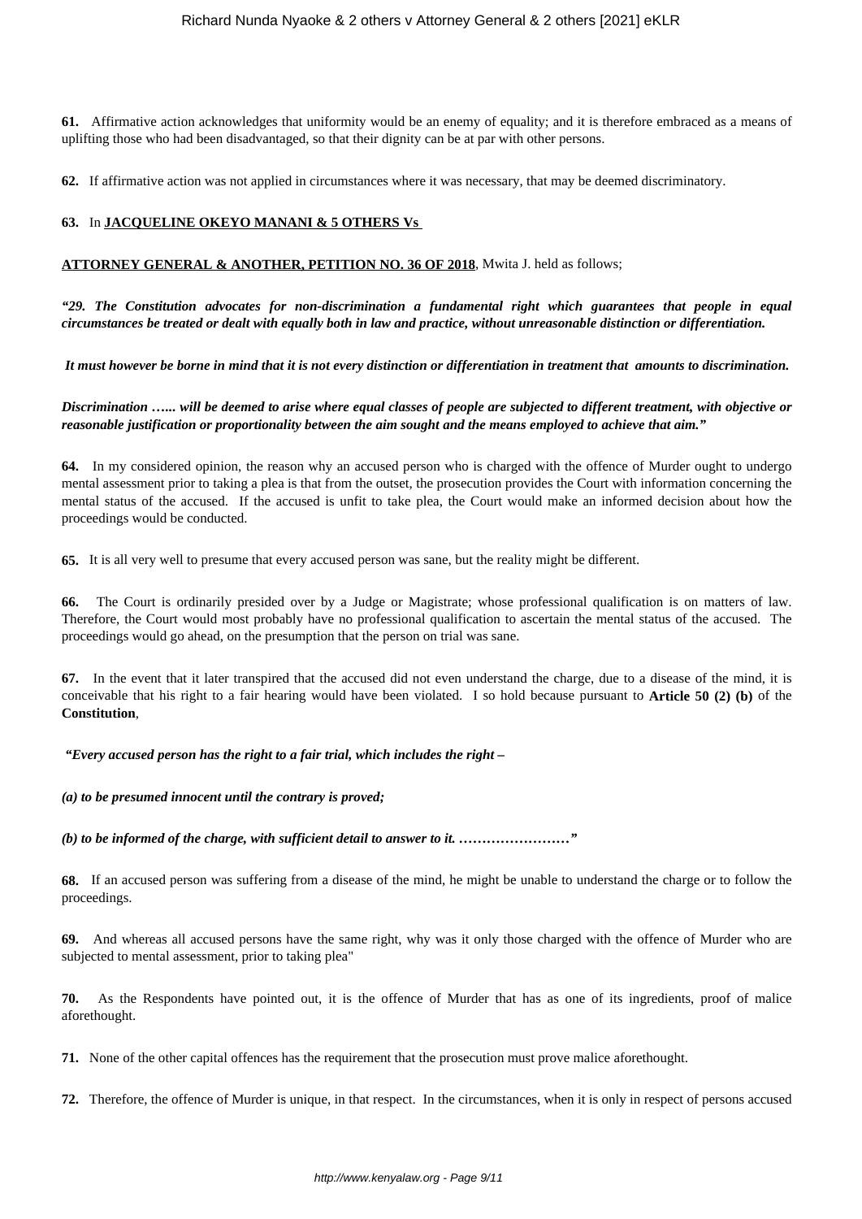**61.** Affirmative action acknowledges that uniformity would be an enemy of equality; and it is therefore embraced as a means of uplifting those who had been disadvantaged, so that their dignity can be at par with other persons.

**62.** If affirmative action was not applied in circumstances where it was necessary, that may be deemed discriminatory.

**63.** In **JACQUELINE OKEYO MANANI & 5 OTHERS Vs ATTORNEY GENERAL & ANOTHER, PETITION NO. 36 OF 2018**, Mwita J. held as follows;

***"29. The Constitution advocates for non-discrimination a fundamental right which guarantees that people in equal circumstances be treated or dealt with equally both in law and practice, without unreasonable distinction or differentiation.***

***It must however be borne in mind that it is not every distinction or differentiation in treatment that amounts to discrimination.***

***Discrimination …... will be deemed to arise where equal classes of people are subjected to different treatment, with objective or reasonable justification or proportionality between the aim sought and the means employed to achieve that aim."***

**64.** In my considered opinion, the reason why an accused person who is charged with the offence of Murder ought to undergo mental assessment prior to taking a plea is that from the outset, the prosecution provides the Court with information concerning the mental status of the accused. If the accused is unfit to take plea, the Court would make an informed decision about how the proceedings would be conducted.

**65.** It is all very well to presume that every accused person was sane, but the reality might be different.

**66.** The Court is ordinarily presided over by a Judge or Magistrate; whose professional qualification is on matters of law. Therefore, the Court would most probably have no professional qualification to ascertain the mental status of the accused. The proceedings would go ahead, on the presumption that the person on trial was sane.

**67.** In the event that it later transpired that the accused did not even understand the charge, due to a disease of the mind, it is conceivable that his right to a fair hearing would have been violated. I so hold because pursuant to **Article 50 (2) (b)** of the **Constitution**,

***"Every accused person has the right to a fair trial, which includes the right –***

***(a) to be presumed innocent until the contrary is proved;***

***(b) to be informed of the charge, with sufficient detail to answer to it. ……………………"***

**68.** If an accused person was suffering from a disease of the mind, he might be unable to understand the charge or to follow the proceedings.

**69.** And whereas all accused persons have the same right, why was it only those charged with the offence of Murder who are subjected to mental assessment, prior to taking plea"

**70.** As the Respondents have pointed out, it is the offence of Murder that has as one of its ingredients, proof of malice aforethought.

**71.** None of the other capital offences has the requirement that the prosecution must prove malice aforethought.

**72.** Therefore, the offence of Murder is unique, in that respect. In the circumstances, when it is only in respect of persons accused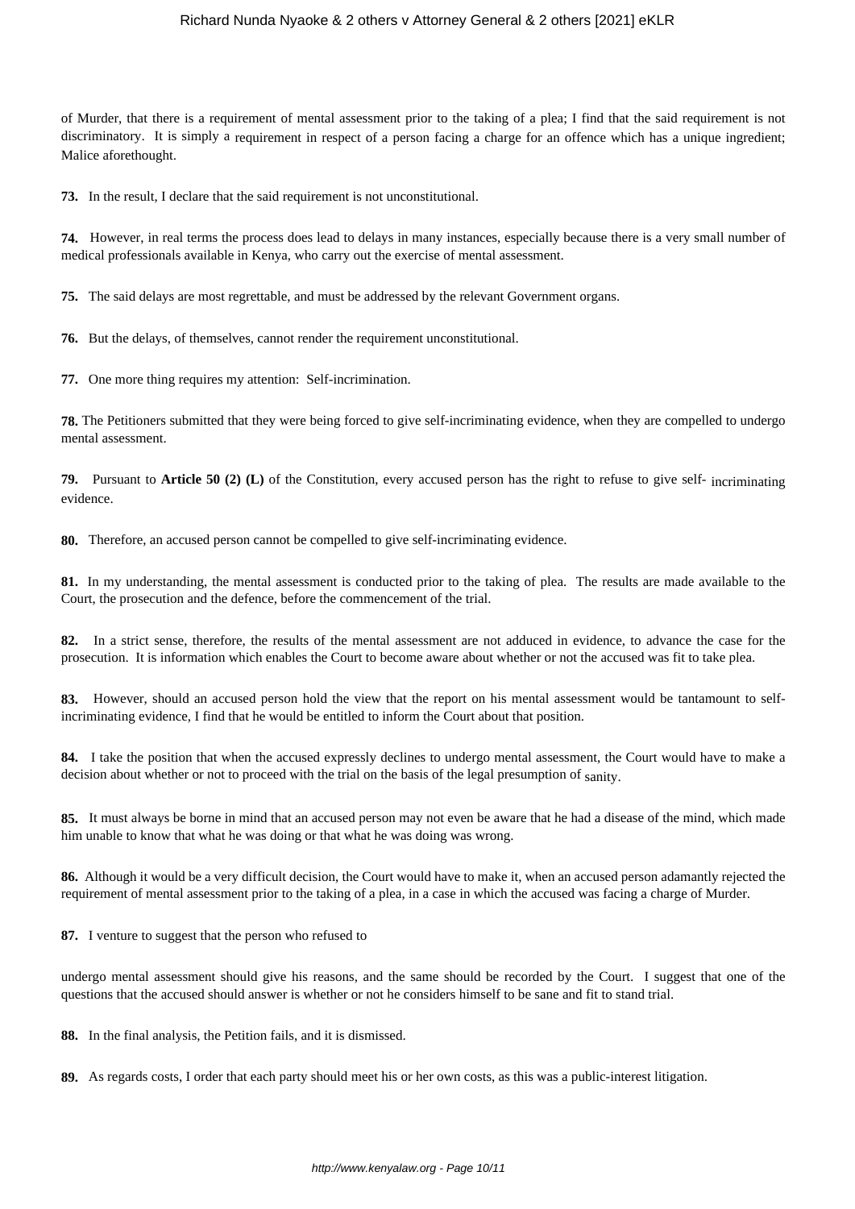of Murder, that there is a requirement of mental assessment prior to the taking of a plea; I find that the said requirement is not discriminatory. It is simply a requirement in respect of a person facing a charge for an offence which has a unique ingredient; Malice aforethought.

**73.** In the result, I declare that the said requirement is not unconstitutional.

**74.** However, in real terms the process does lead to delays in many instances, especially because there is a very small number of medical professionals available in Kenya, who carry out the exercise of mental assessment.

**75.** The said delays are most regrettable, and must be addressed by the relevant Government organs.

**76.** But the delays, of themselves, cannot render the requirement unconstitutional.

**77.** One more thing requires my attention: Self-incrimination.

**78.** The Petitioners submitted that they were being forced to give self-incriminating evidence, when they are compelled to undergo mental assessment.

**79.** Pursuant to **Article 50 (2) (L)** of the Constitution, every accused person has the right to refuse to give self- incriminating evidence.

**80.** Therefore, an accused person cannot be compelled to give self-incriminating evidence.

**81.** In my understanding, the mental assessment is conducted prior to the taking of plea. The results are made available to the Court, the prosecution and the defence, before the commencement of the trial.

**82.** In a strict sense, therefore, the results of the mental assessment are not adduced in evidence, to advance the case for the prosecution. It is information which enables the Court to become aware about whether or not the accused was fit to take plea.

**83.** However, should an accused person hold the view that the report on his mental assessment would be tantamount to self-incriminating evidence, I find that he would be entitled to inform the Court about that position.

**84.** I take the position that when the accused expressly declines to undergo mental assessment, the Court would have to make a decision about whether or not to proceed with the trial on the basis of the legal presumption of sanity.

**85.** It must always be borne in mind that an accused person may not even be aware that he had a disease of the mind, which made him unable to know that what he was doing or that what he was doing was wrong.

**86.** Although it would be a very difficult decision, the Court would have to make it, when an accused person adamantly rejected the requirement of mental assessment prior to the taking of a plea, in a case in which the accused was facing a charge of Murder.

**87.** I venture to suggest that the person who refused to undergo mental assessment should give his reasons, and the same should be recorded by the Court. I suggest that one of the questions that the accused should answer is whether or not he considers himself to be sane and fit to stand trial.

**88.** In the final analysis, the Petition fails, and it is dismissed.

**89.** As regards costs, I order that each party should meet his or her own costs, as this was a public-interest litigation.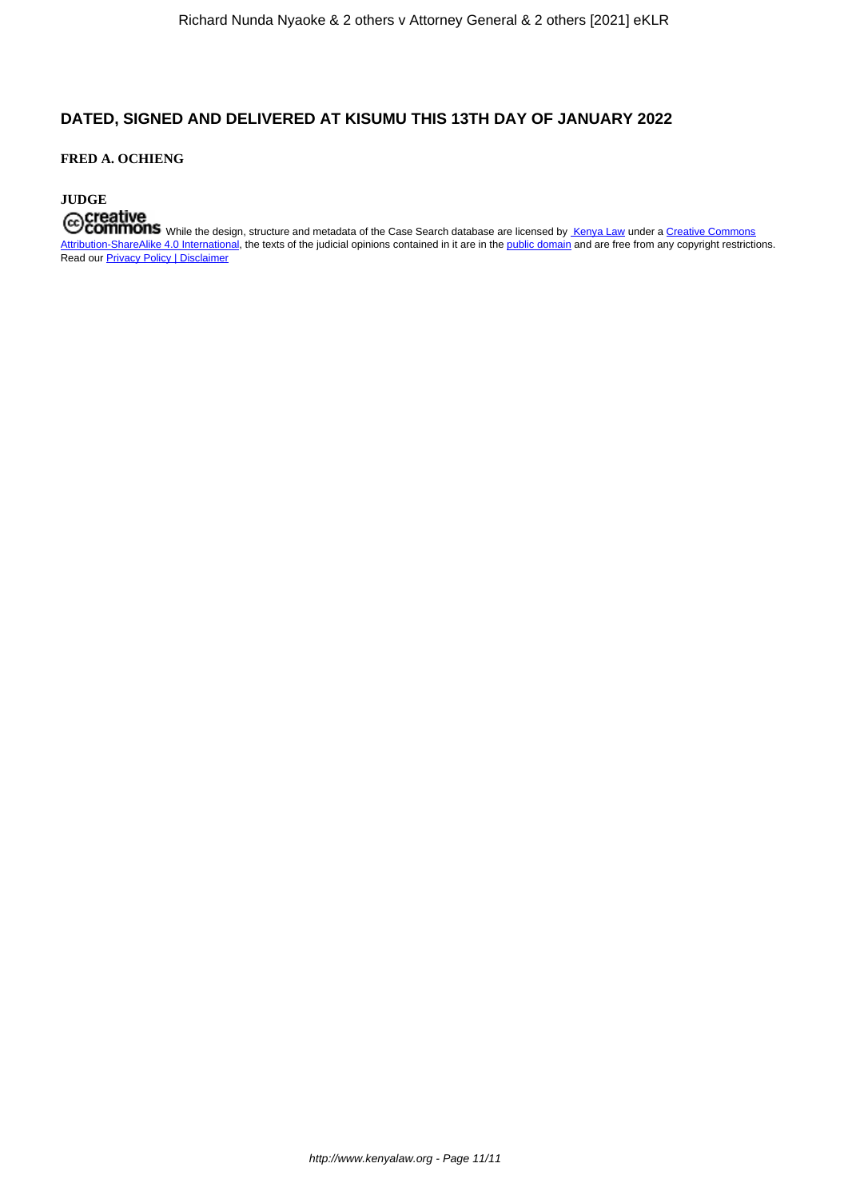**DATED, SIGNED AND DELIVERED AT KISUMU THIS 13TH DAY OF JANUARY 2022**

**FRED A. OCHIENG**

**JUDGE**

While the design, structure and metadata of the Case Search database are licensed by Kenya Law under a Creative Commons Attribution-ShareAlike 4.0 International, the texts of the judicial opinions contained in it are in the public domain and are free from any copyright restrictions. Read our Privacy Policy | Disclaimer